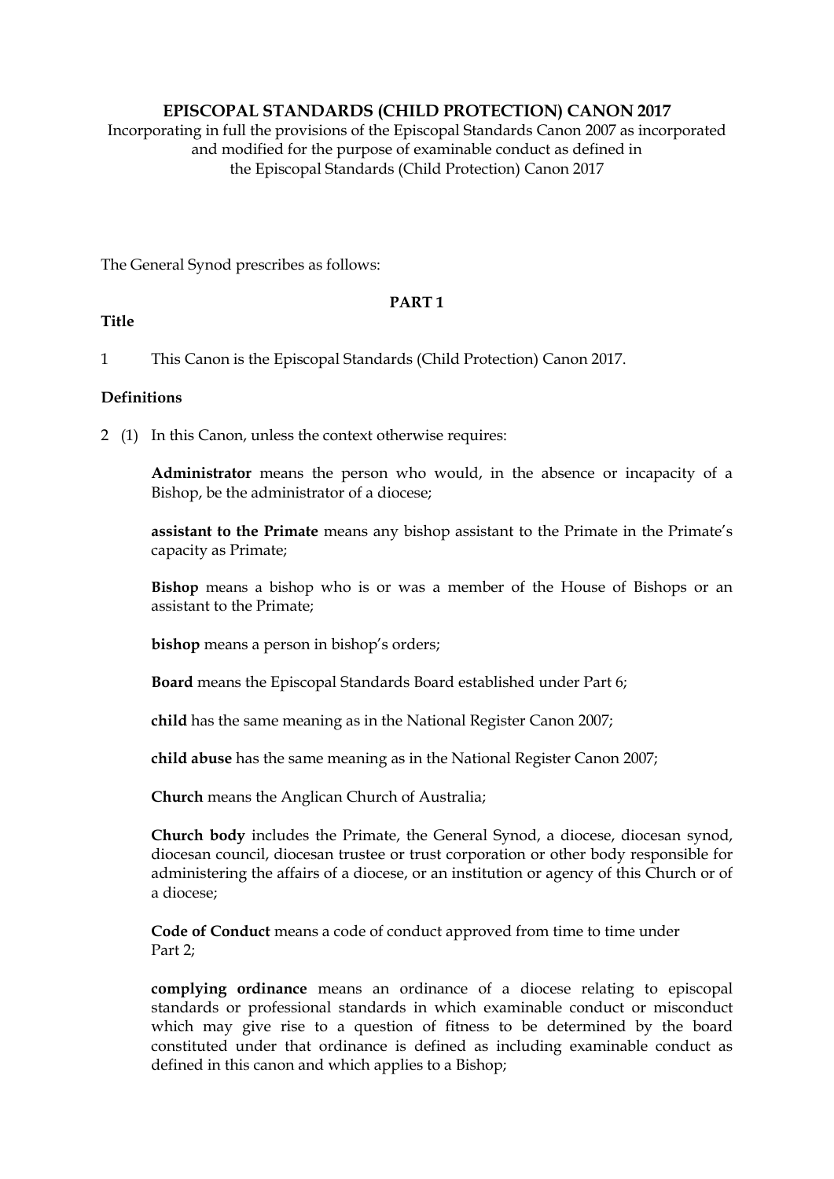# EPISCOPAL STANDARDS (CHILD PROTECTION) CANON 2017

Incorporating in full the provisions of the Episcopal Standards Canon 2007 as incorporated and modified for the purpose of examinable conduct as defined in the Episcopal Standards (Child Protection) Canon 2017

The General Synod prescribes as follows:

## PART 1

### Title

1 This Canon is the Episcopal Standards (Child Protection) Canon 2017.

### Definitions

2 (1) In this Canon, unless the context otherwise requires:

**Administrator** means the person who would, in the absence or incapacity of a Bishop, be the administrator of a diocese;

**assistant to the Primate** means any bishop assistant to the Primate in the Primate's capacity as Primate;

**Bishop** means a bishop who is or was a member of the House of Bishops or an assistant to the Primate;

**bishop** means a person in bishop's orders;

**Board** means the Episcopal Standards Board established under Part 6;

**child** has the same meaning as in the National Register Canon 2007;

**child abuse** has the same meaning as in the National Register Canon 2007;

**Church** means the Anglican Church of Australia;

**Church body** includes the Primate, the General Synod, a diocese, diocesan synod, diocesan council, diocesan trustee or trust corporation or other body responsible for administering the affairs of a diocese, or an institution or agency of this Church or of a diocese;

**Code of Conduct** means a code of conduct approved from time to time under Part 2;

**complying ordinance** means an ordinance of a diocese relating to episcopal standards or professional standards in which examinable conduct or misconduct which may give rise to a question of fitness to be determined by the board constituted under that ordinance is defined as including examinable conduct as defined in this canon and which applies to a Bishop;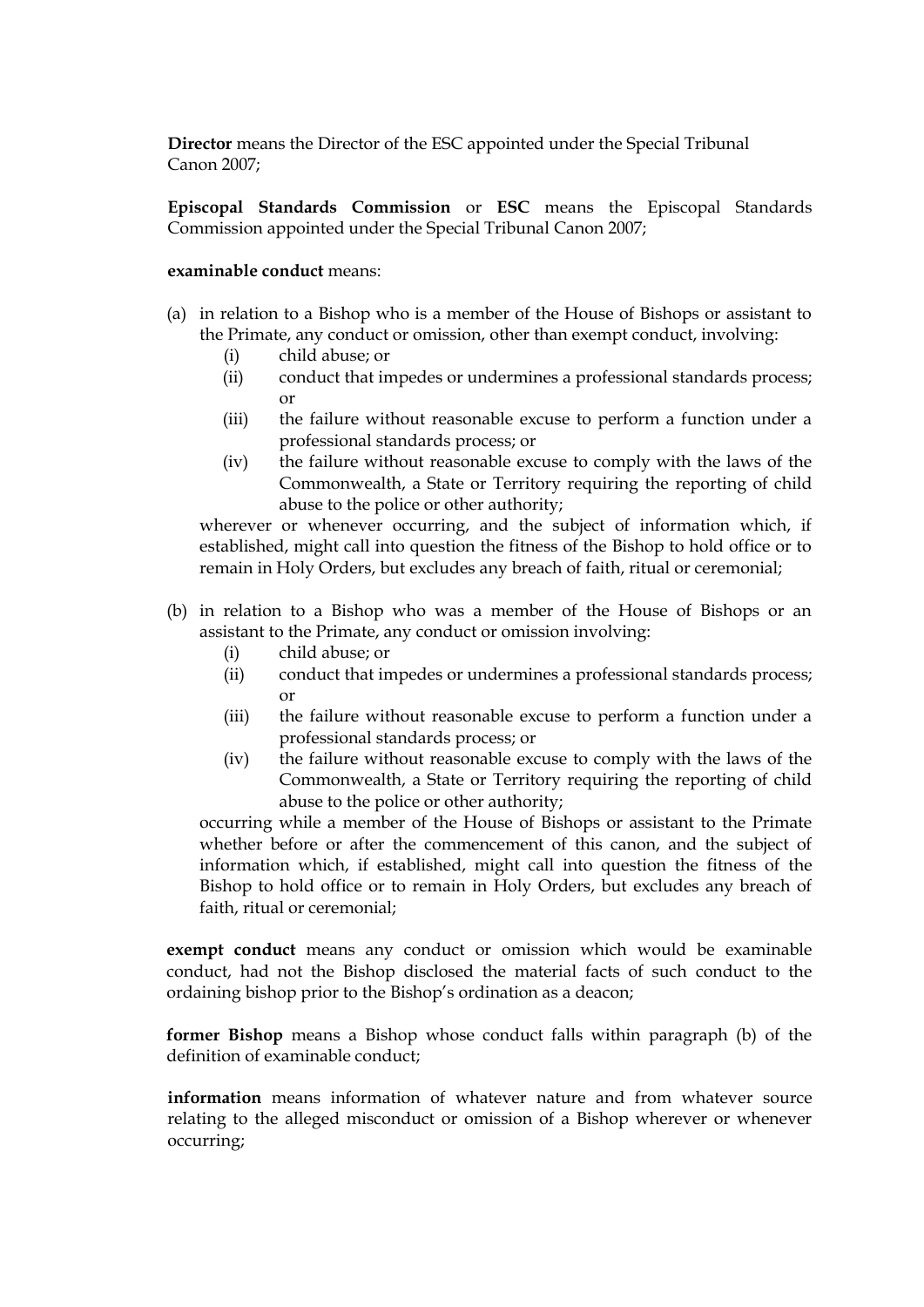**Director** means the Director of the ESC appointed under the Special Tribunal Canon 2007;

**Episcopal Standards Commission** or **ESC** means the Episcopal Standards Commission appointed under the Special Tribunal Canon 2007;

**examinable conduct** means:

(a) in relation to a Bishop who is a member of the House of Bishops or assistant to the Primate, any conduct or omission, other than exempt conduct, involving:
   - (i) child abuse; or
   - (ii) conduct that impedes or undermines a professional standards process; or
   - (iii) the failure without reasonable excuse to perform a function under a professional standards process; or
   - (iv) the failure without reasonable excuse to comply with the laws of the Commonwealth, a State or Territory requiring the reporting of child abuse to the police or other authority;

   wherever or whenever occurring, and the subject of information which, if established, might call into question the fitness of the Bishop to hold office or to remain in Holy Orders, but excludes any breach of faith, ritual or ceremonial;

(b) in relation to a Bishop who was a member of the House of Bishops or an assistant to the Primate, any conduct or omission involving:
   - (i) child abuse; or
   - (ii) conduct that impedes or undermines a professional standards process; or
   - (iii) the failure without reasonable excuse to perform a function under a professional standards process; or
   - (iv) the failure without reasonable excuse to comply with the laws of the Commonwealth, a State or Territory requiring the reporting of child abuse to the police or other authority;

   occurring while a member of the House of Bishops or assistant to the Primate whether before or after the commencement of this canon, and the subject of information which, if established, might call into question the fitness of the Bishop to hold office or to remain in Holy Orders, but excludes any breach of faith, ritual or ceremonial;

**exempt conduct** means any conduct or omission which would be examinable conduct, had not the Bishop disclosed the material facts of such conduct to the ordaining bishop prior to the Bishop's ordination as a deacon;

**former Bishop** means a Bishop whose conduct falls within paragraph (b) of the definition of examinable conduct;

**information** means information of whatever nature and from whatever source relating to the alleged misconduct or omission of a Bishop wherever or whenever occurring;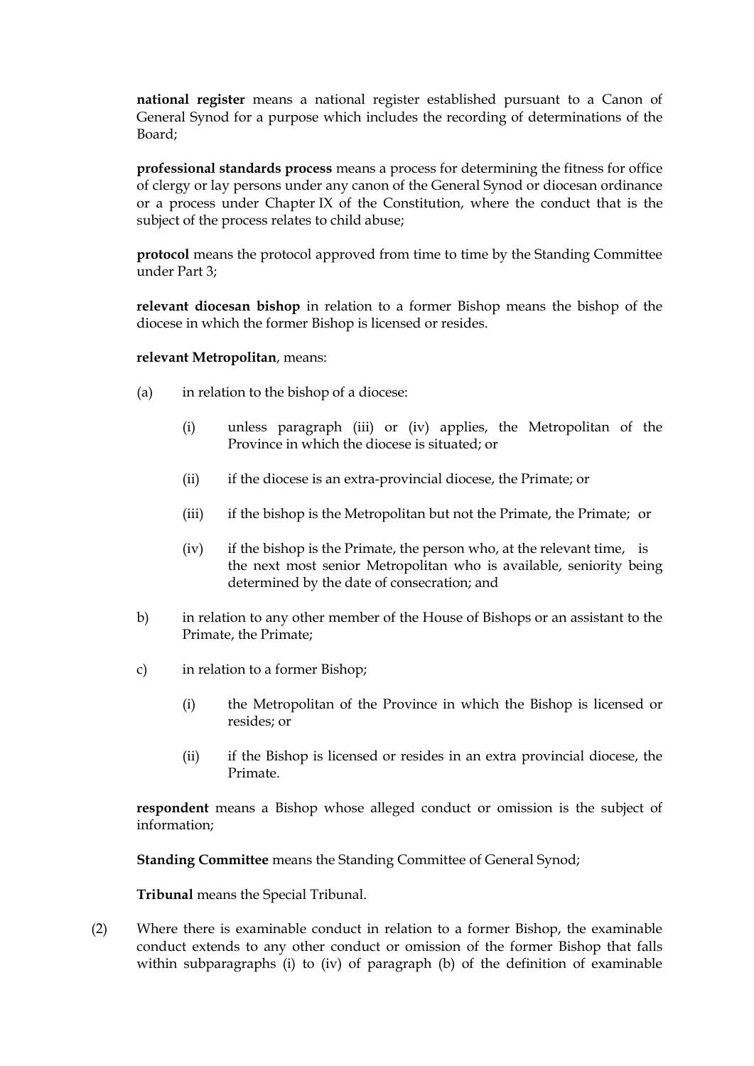**national register** means a national register established pursuant to a Canon of General Synod for a purpose which includes the recording of determinations of the Board;

**professional standards process** means a process for determining the fitness for office of clergy or lay persons under any canon of the General Synod or diocesan ordinance or a process under Chapter IX of the Constitution, where the conduct that is the subject of the process relates to child abuse;

**protocol** means the protocol approved from time to time by the Standing Committee under Part 3;

**relevant diocesan bishop** in relation to a former Bishop means the bishop of the diocese in which the former Bishop is licensed or resides.

**relevant Metropolitan**, means:

(a) in relation to the bishop of a diocese:

(i) unless paragraph (iii) or (iv) applies, the Metropolitan of the Province in which the diocese is situated; or

(ii) if the diocese is an extra-provincial diocese, the Primate; or

(iii) if the bishop is the Metropolitan but not the Primate, the Primate; or

(iv) if the bishop is the Primate, the person who, at the relevant time, is the next most senior Metropolitan who is available, seniority being determined by the date of consecration; and

b) in relation to any other member of the House of Bishops or an assistant to the Primate, the Primate;

c) in relation to a former Bishop;

(i) the Metropolitan of the Province in which the Bishop is licensed or resides; or

(ii) if the Bishop is licensed or resides in an extra provincial diocese, the Primate.

**respondent** means a Bishop whose alleged conduct or omission is the subject of information;

**Standing Committee** means the Standing Committee of General Synod;

**Tribunal** means the Special Tribunal.

(2) Where there is examinable conduct in relation to a former Bishop, the examinable conduct extends to any other conduct or omission of the former Bishop that falls within subparagraphs (i) to (iv) of paragraph (b) of the definition of examinable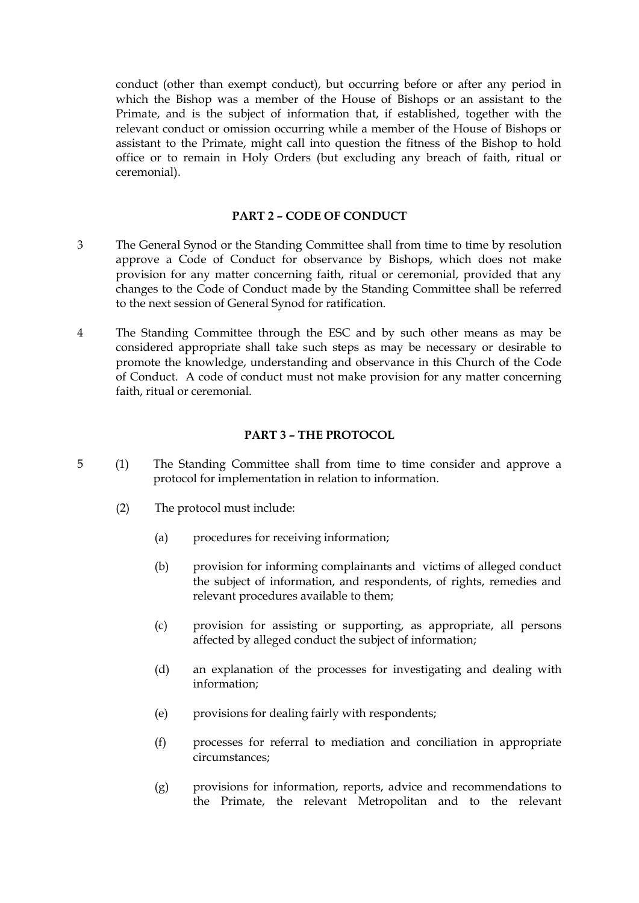conduct (other than exempt conduct), but occurring before or after any period in which the Bishop was a member of the House of Bishops or an assistant to the Primate, and is the subject of information that, if established, together with the relevant conduct or omission occurring while a member of the House of Bishops or assistant to the Primate, might call into question the fitness of the Bishop to hold office or to remain in Holy Orders (but excluding any breach of faith, ritual or ceremonial).

## PART 2 – CODE OF CONDUCT

3 The General Synod or the Standing Committee shall from time to time by resolution approve a Code of Conduct for observance by Bishops, which does not make provision for any matter concerning faith, ritual or ceremonial, provided that any changes to the Code of Conduct made by the Standing Committee shall be referred to the next session of General Synod for ratification.

4 The Standing Committee through the ESC and by such other means as may be considered appropriate shall take such steps as may be necessary or desirable to promote the knowledge, understanding and observance in this Church of the Code of Conduct. A code of conduct must not make provision for any matter concerning faith, ritual or ceremonial.

## PART 3 – THE PROTOCOL

5 (1) The Standing Committee shall from time to time consider and approve a protocol for implementation in relation to information.

(2) The protocol must include:

(a) procedures for receiving information;

(b) provision for informing complainants and victims of alleged conduct the subject of information, and respondents, of rights, remedies and relevant procedures available to them;

(c) provision for assisting or supporting, as appropriate, all persons affected by alleged conduct the subject of information;

(d) an explanation of the processes for investigating and dealing with information;

(e) provisions for dealing fairly with respondents;

(f) processes for referral to mediation and conciliation in appropriate circumstances;

(g) provisions for information, reports, advice and recommendations to the Primate, the relevant Metropolitan and to the relevant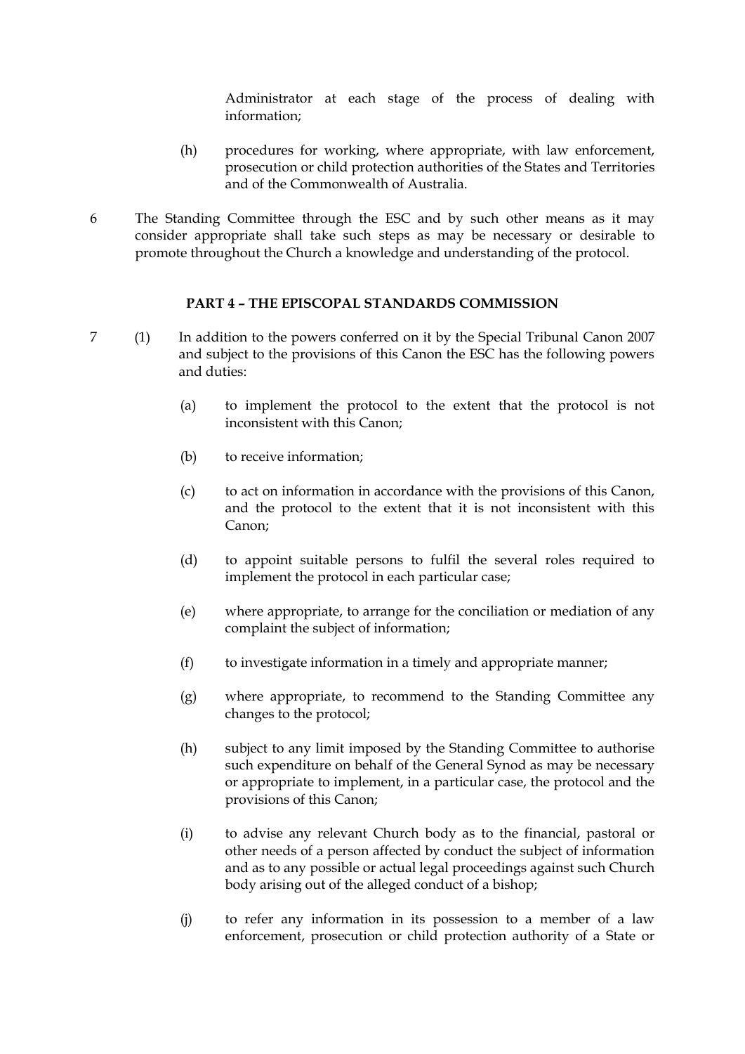Administrator at each stage of the process of dealing with information;

(h) procedures for working, where appropriate, with law enforcement, prosecution or child protection authorities of the States and Territories and of the Commonwealth of Australia.

6 The Standing Committee through the ESC and by such other means as it may consider appropriate shall take such steps as may be necessary or desirable to promote throughout the Church a knowledge and understanding of the protocol.

## PART 4 – THE EPISCOPAL STANDARDS COMMISSION

7 (1) In addition to the powers conferred on it by the Special Tribunal Canon 2007 and subject to the provisions of this Canon the ESC has the following powers and duties:

(a) to implement the protocol to the extent that the protocol is not inconsistent with this Canon;

(b) to receive information;

(c) to act on information in accordance with the provisions of this Canon, and the protocol to the extent that it is not inconsistent with this Canon;

(d) to appoint suitable persons to fulfil the several roles required to implement the protocol in each particular case;

(e) where appropriate, to arrange for the conciliation or mediation of any complaint the subject of information;

(f) to investigate information in a timely and appropriate manner;

(g) where appropriate, to recommend to the Standing Committee any changes to the protocol;

(h) subject to any limit imposed by the Standing Committee to authorise such expenditure on behalf of the General Synod as may be necessary or appropriate to implement, in a particular case, the protocol and the provisions of this Canon;

(i) to advise any relevant Church body as to the financial, pastoral or other needs of a person affected by conduct the subject of information and as to any possible or actual legal proceedings against such Church body arising out of the alleged conduct of a bishop;

(j) to refer any information in its possession to a member of a law enforcement, prosecution or child protection authority of a State or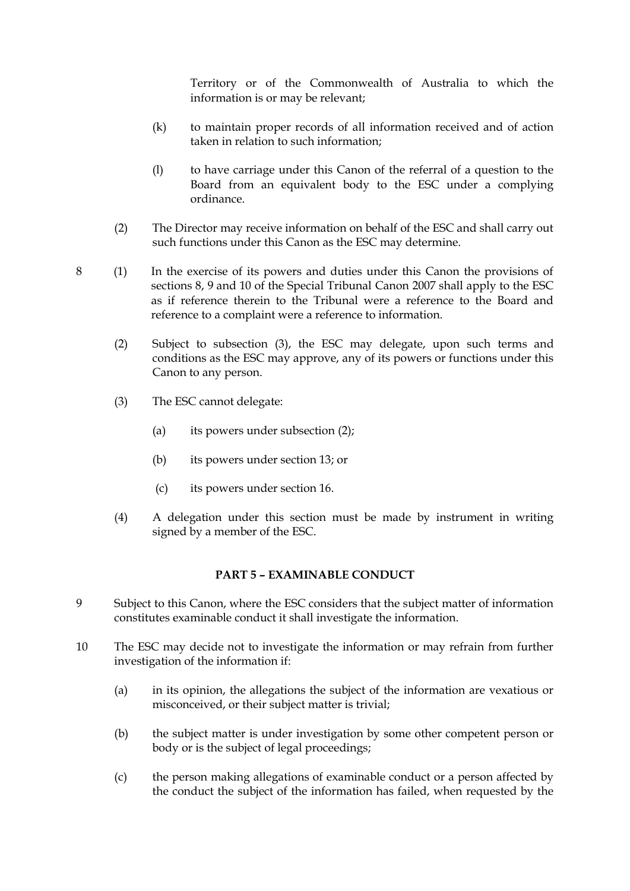Territory or of the Commonwealth of Australia to which the information is or may be relevant;

(k) to maintain proper records of all information received and of action taken in relation to such information;

(l) to have carriage under this Canon of the referral of a question to the Board from an equivalent body to the ESC under a complying ordinance.

(2) The Director may receive information on behalf of the ESC and shall carry out such functions under this Canon as the ESC may determine.

8 (1) In the exercise of its powers and duties under this Canon the provisions of sections 8, 9 and 10 of the Special Tribunal Canon 2007 shall apply to the ESC as if reference therein to the Tribunal were a reference to the Board and reference to a complaint were a reference to information.

(2) Subject to subsection (3), the ESC may delegate, upon such terms and conditions as the ESC may approve, any of its powers or functions under this Canon to any person.

(3) The ESC cannot delegate:

(a) its powers under subsection (2);

(b) its powers under section 13; or

(c) its powers under section 16.

(4) A delegation under this section must be made by instrument in writing signed by a member of the ESC.

## PART 5 – EXAMINABLE CONDUCT

9 Subject to this Canon, where the ESC considers that the subject matter of information constitutes examinable conduct it shall investigate the information.

10 The ESC may decide not to investigate the information or may refrain from further investigation of the information if:

(a) in its opinion, the allegations the subject of the information are vexatious or misconceived, or their subject matter is trivial;

(b) the subject matter is under investigation by some other competent person or body or is the subject of legal proceedings;

(c) the person making allegations of examinable conduct or a person affected by the conduct the subject of the information has failed, when requested by the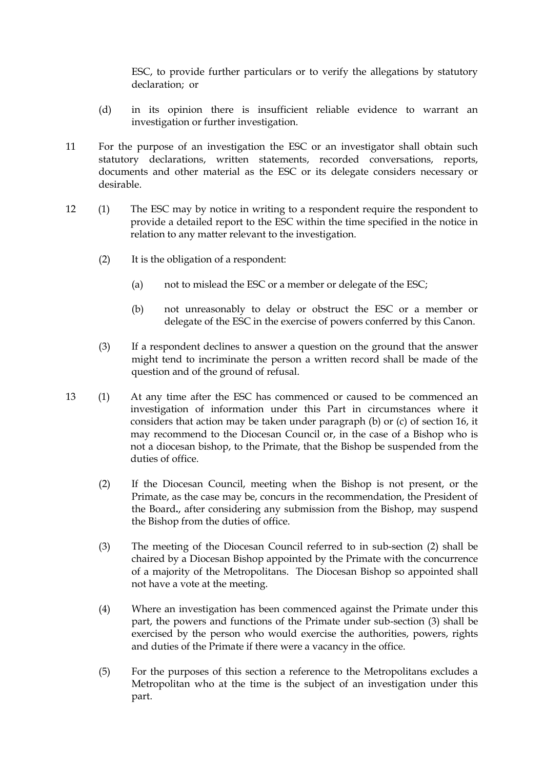ESC, to provide further particulars or to verify the allegations by statutory declaration; or

(d) in its opinion there is insufficient reliable evidence to warrant an investigation or further investigation.

11 For the purpose of an investigation the ESC or an investigator shall obtain such statutory declarations, written statements, recorded conversations, reports, documents and other material as the ESC or its delegate considers necessary or desirable.

12 (1) The ESC may by notice in writing to a respondent require the respondent to provide a detailed report to the ESC within the time specified in the notice in relation to any matter relevant to the investigation.

(2) It is the obligation of a respondent:

(a) not to mislead the ESC or a member or delegate of the ESC;

(b) not unreasonably to delay or obstruct the ESC or a member or delegate of the ESC in the exercise of powers conferred by this Canon.

(3) If a respondent declines to answer a question on the ground that the answer might tend to incriminate the person a written record shall be made of the question and of the ground of refusal.

13 (1) At any time after the ESC has commenced or caused to be commenced an investigation of information under this Part in circumstances where it considers that action may be taken under paragraph (b) or (c) of section 16, it may recommend to the Diocesan Council or, in the case of a Bishop who is not a diocesan bishop, to the Primate, that the Bishop be suspended from the duties of office.

(2) If the Diocesan Council, meeting when the Bishop is not present, or the Primate, as the case may be, concurs in the recommendation, the President of the Board**.**, after considering any submission from the Bishop, may suspend the Bishop from the duties of office.

(3) The meeting of the Diocesan Council referred to in sub-section (2) shall be chaired by a Diocesan Bishop appointed by the Primate with the concurrence of a majority of the Metropolitans. The Diocesan Bishop so appointed shall not have a vote at the meeting.

(4) Where an investigation has been commenced against the Primate under this part, the powers and functions of the Primate under sub-section (3) shall be exercised by the person who would exercise the authorities, powers, rights and duties of the Primate if there were a vacancy in the office.

(5) For the purposes of this section a reference to the Metropolitans excludes a Metropolitan who at the time is the subject of an investigation under this part.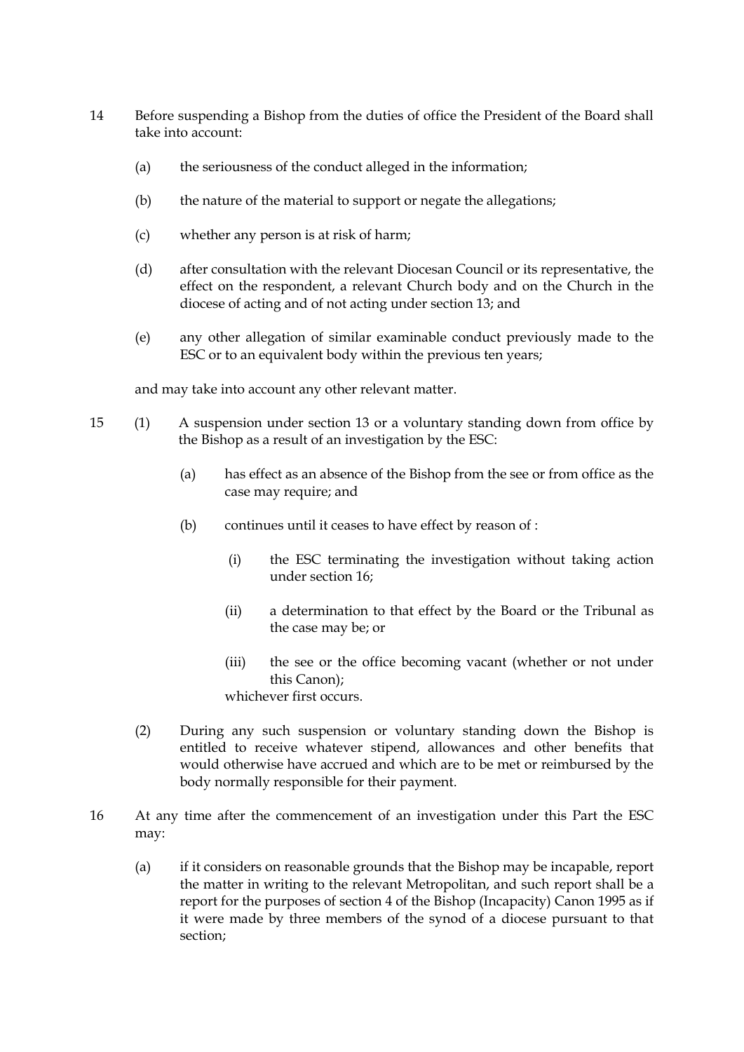14 Before suspending a Bishop from the duties of office the President of the Board shall take into account:

(a) the seriousness of the conduct alleged in the information;

(b) the nature of the material to support or negate the allegations;

(c) whether any person is at risk of harm;

(d) after consultation with the relevant Diocesan Council or its representative, the effect on the respondent, a relevant Church body and on the Church in the diocese of acting and of not acting under section 13; and

(e) any other allegation of similar examinable conduct previously made to the ESC or to an equivalent body within the previous ten years;

and may take into account any other relevant matter.

15 (1) A suspension under section 13 or a voluntary standing down from office by the Bishop as a result of an investigation by the ESC:

(a) has effect as an absence of the Bishop from the see or from office as the case may require; and

(b) continues until it ceases to have effect by reason of :

(i) the ESC terminating the investigation without taking action under section 16;

(ii) a determination to that effect by the Board or the Tribunal as the case may be; or

(iii) the see or the office becoming vacant (whether or not under this Canon);

whichever first occurs.

(2) During any such suspension or voluntary standing down the Bishop is entitled to receive whatever stipend, allowances and other benefits that would otherwise have accrued and which are to be met or reimbursed by the body normally responsible for their payment.

16 At any time after the commencement of an investigation under this Part the ESC may:

(a) if it considers on reasonable grounds that the Bishop may be incapable, report the matter in writing to the relevant Metropolitan, and such report shall be a report for the purposes of section 4 of the Bishop (Incapacity) Canon 1995 as if it were made by three members of the synod of a diocese pursuant to that section;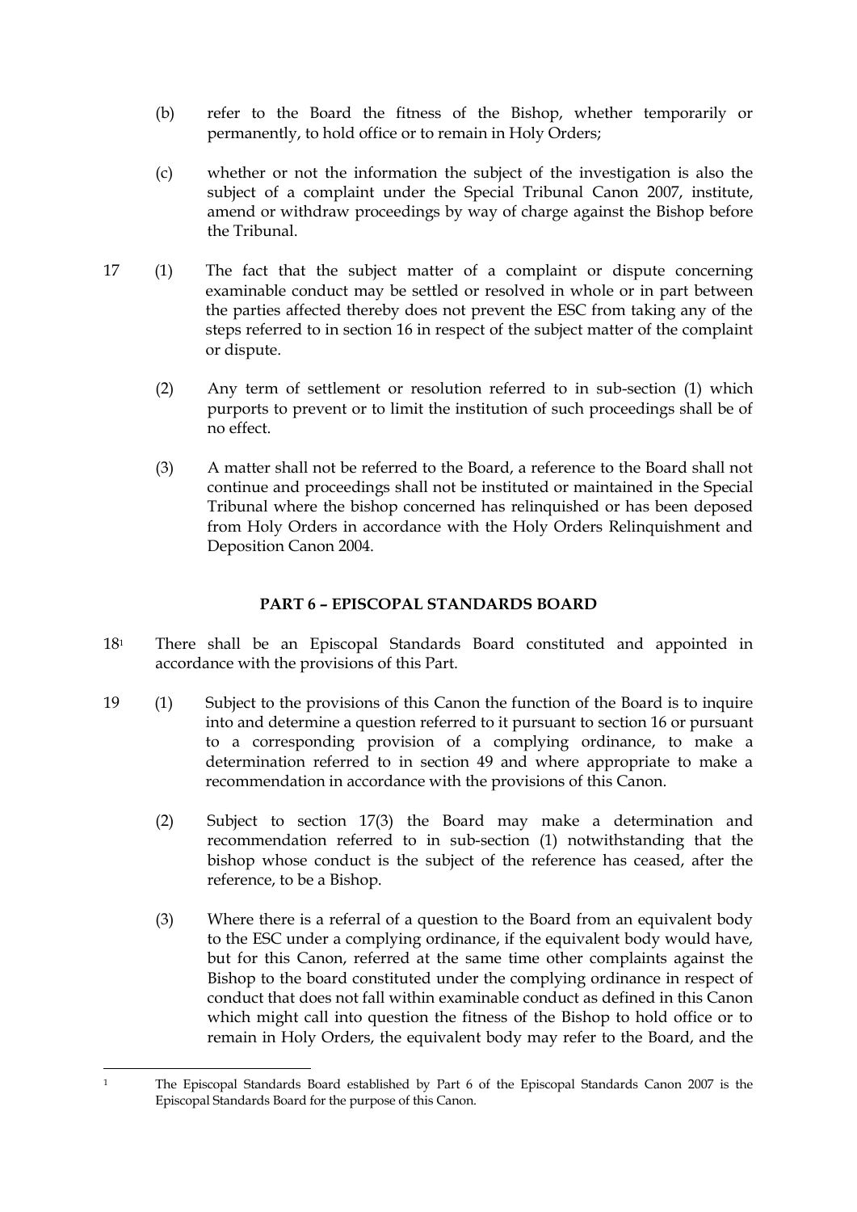(b) refer to the Board the fitness of the Bishop, whether temporarily or permanently, to hold office or to remain in Holy Orders;

(c) whether or not the information the subject of the investigation is also the subject of a complaint under the Special Tribunal Canon 2007, institute, amend or withdraw proceedings by way of charge against the Bishop before the Tribunal.

17 (1) The fact that the subject matter of a complaint or dispute concerning examinable conduct may be settled or resolved in whole or in part between the parties affected thereby does not prevent the ESC from taking any of the steps referred to in section 16 in respect of the subject matter of the complaint or dispute.

(2) Any term of settlement or resolution referred to in sub-section (1) which purports to prevent or to limit the institution of such proceedings shall be of no effect.

(3) A matter shall not be referred to the Board, a reference to the Board shall not continue and proceedings shall not be instituted or maintained in the Special Tribunal where the bishop concerned has relinquished or has been deposed from Holy Orders in accordance with the Holy Orders Relinquishment and Deposition Canon 2004.

## PART 6 – EPISCOPAL STANDARDS BOARD

18[1] There shall be an Episcopal Standards Board constituted and appointed in accordance with the provisions of this Part.

19 (1) Subject to the provisions of this Canon the function of the Board is to inquire into and determine a question referred to it pursuant to section 16 or pursuant to a corresponding provision of a complying ordinance, to make a determination referred to in section 49 and where appropriate to make a recommendation in accordance with the provisions of this Canon.

(2) Subject to section 17(3) the Board may make a determination and recommendation referred to in sub-section (1) notwithstanding that the bishop whose conduct is the subject of the reference has ceased, after the reference, to be a Bishop.

(3) Where there is a referral of a question to the Board from an equivalent body to the ESC under a complying ordinance, if the equivalent body would have, but for this Canon, referred at the same time other complaints against the Bishop to the board constituted under the complying ordinance in respect of conduct that does not fall within examinable conduct as defined in this Canon which might call into question the fitness of the Bishop to hold office or to remain in Holy Orders, the equivalent body may refer to the Board, and the

---

[1] The Episcopal Standards Board established by Part 6 of the Episcopal Standards Canon 2007 is the Episcopal Standards Board for the purpose of this Canon.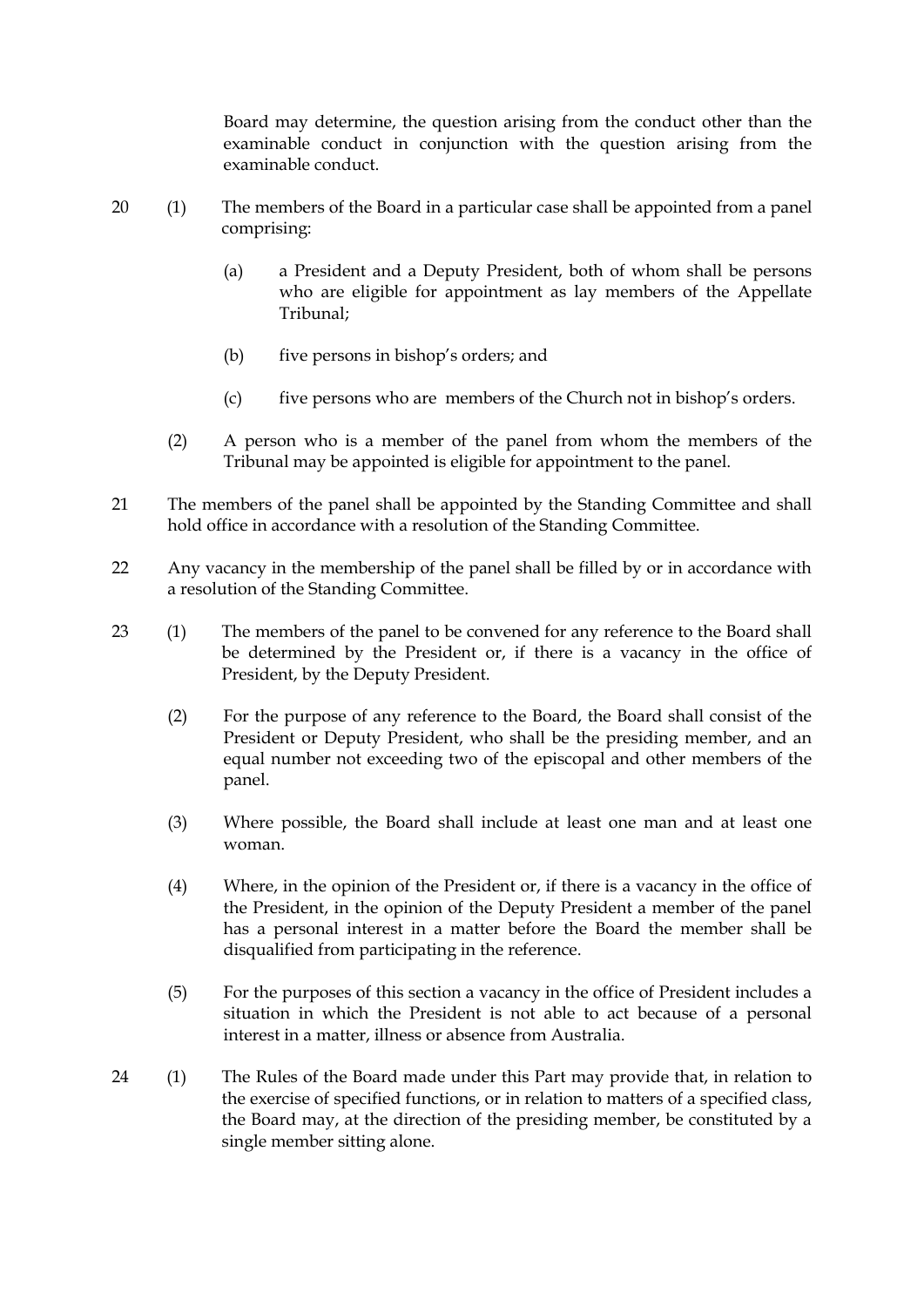Board may determine, the question arising from the conduct other than the examinable conduct in conjunction with the question arising from the examinable conduct.

20 (1) The members of the Board in a particular case shall be appointed from a panel comprising:

(a) a President and a Deputy President, both of whom shall be persons who are eligible for appointment as lay members of the Appellate Tribunal;

(b) five persons in bishop's orders; and

(c) five persons who are members of the Church not in bishop's orders.

(2) A person who is a member of the panel from whom the members of the Tribunal may be appointed is eligible for appointment to the panel.

21 The members of the panel shall be appointed by the Standing Committee and shall hold office in accordance with a resolution of the Standing Committee.

22 Any vacancy in the membership of the panel shall be filled by or in accordance with a resolution of the Standing Committee.

23 (1) The members of the panel to be convened for any reference to the Board shall be determined by the President or, if there is a vacancy in the office of President, by the Deputy President.

(2) For the purpose of any reference to the Board, the Board shall consist of the President or Deputy President, who shall be the presiding member, and an equal number not exceeding two of the episcopal and other members of the panel.

(3) Where possible, the Board shall include at least one man and at least one woman.

(4) Where, in the opinion of the President or, if there is a vacancy in the office of the President, in the opinion of the Deputy President a member of the panel has a personal interest in a matter before the Board the member shall be disqualified from participating in the reference.

(5) For the purposes of this section a vacancy in the office of President includes a situation in which the President is not able to act because of a personal interest in a matter, illness or absence from Australia.

24 (1) The Rules of the Board made under this Part may provide that, in relation to the exercise of specified functions, or in relation to matters of a specified class, the Board may, at the direction of the presiding member, be constituted by a single member sitting alone.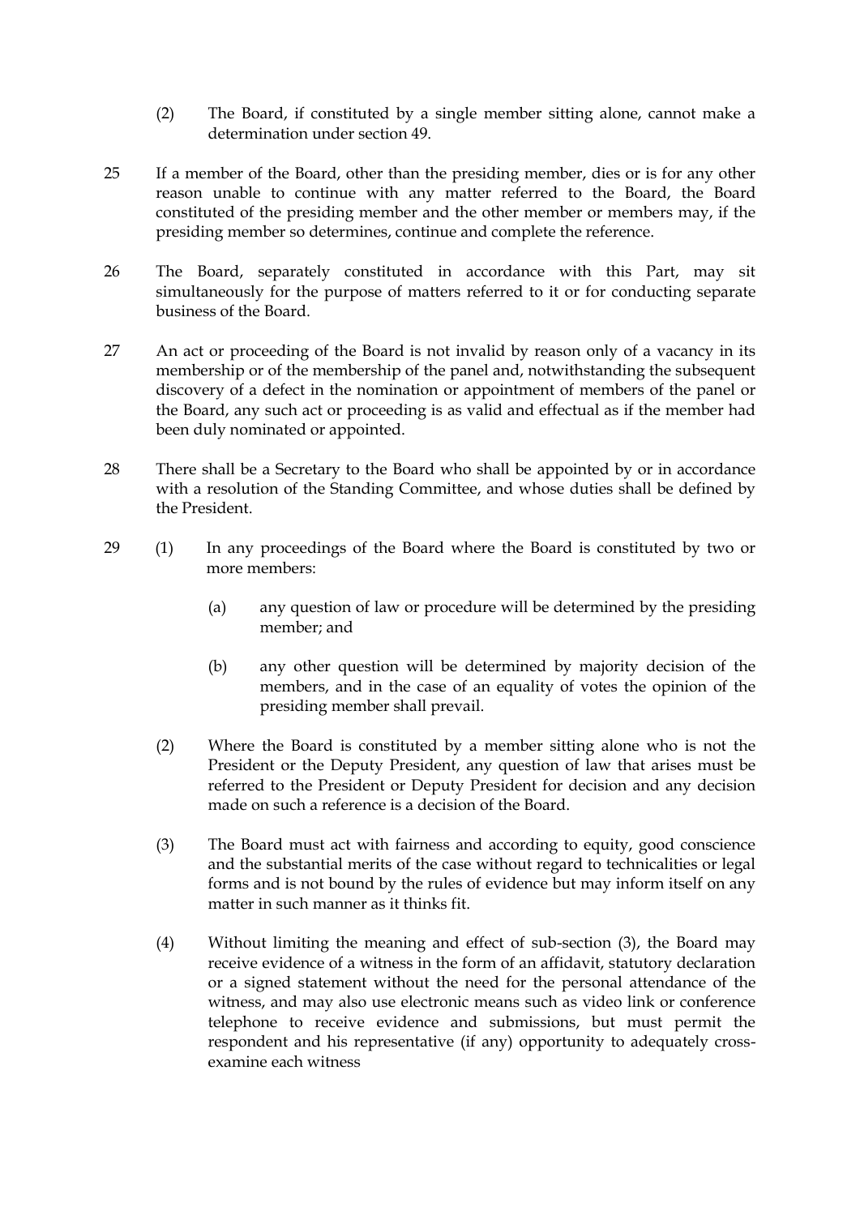(2) The Board, if constituted by a single member sitting alone, cannot make a determination under section 49.

25 If a member of the Board, other than the presiding member, dies or is for any other reason unable to continue with any matter referred to the Board, the Board constituted of the presiding member and the other member or members may, if the presiding member so determines, continue and complete the reference.

26 The Board, separately constituted in accordance with this Part, may sit simultaneously for the purpose of matters referred to it or for conducting separate business of the Board.

27 An act or proceeding of the Board is not invalid by reason only of a vacancy in its membership or of the membership of the panel and, notwithstanding the subsequent discovery of a defect in the nomination or appointment of members of the panel or the Board, any such act or proceeding is as valid and effectual as if the member had been duly nominated or appointed.

28 There shall be a Secretary to the Board who shall be appointed by or in accordance with a resolution of the Standing Committee, and whose duties shall be defined by the President.

29 (1) In any proceedings of the Board where the Board is constituted by two or more members:

(a) any question of law or procedure will be determined by the presiding member; and

(b) any other question will be determined by majority decision of the members, and in the case of an equality of votes the opinion of the presiding member shall prevail.

(2) Where the Board is constituted by a member sitting alone who is not the President or the Deputy President, any question of law that arises must be referred to the President or Deputy President for decision and any decision made on such a reference is a decision of the Board.

(3) The Board must act with fairness and according to equity, good conscience and the substantial merits of the case without regard to technicalities or legal forms and is not bound by the rules of evidence but may inform itself on any matter in such manner as it thinks fit.

(4) Without limiting the meaning and effect of sub-section (3), the Board may receive evidence of a witness in the form of an affidavit, statutory declaration or a signed statement without the need for the personal attendance of the witness, and may also use electronic means such as video link or conference telephone to receive evidence and submissions, but must permit the respondent and his representative (if any) opportunity to adequately cross-examine each witness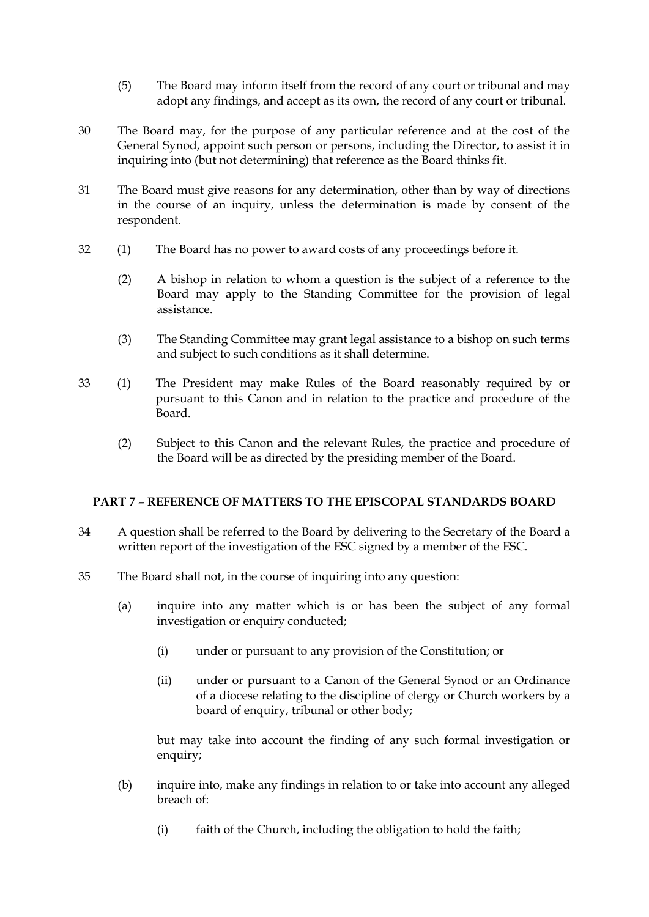(5) The Board may inform itself from the record of any court or tribunal and may adopt any findings, and accept as its own, the record of any court or tribunal.

30 The Board may, for the purpose of any particular reference and at the cost of the General Synod, appoint such person or persons, including the Director, to assist it in inquiring into (but not determining) that reference as the Board thinks fit.

31 The Board must give reasons for any determination, other than by way of directions in the course of an inquiry, unless the determination is made by consent of the respondent.

32 (1) The Board has no power to award costs of any proceedings before it.

(2) A bishop in relation to whom a question is the subject of a reference to the Board may apply to the Standing Committee for the provision of legal assistance.

(3) The Standing Committee may grant legal assistance to a bishop on such terms and subject to such conditions as it shall determine.

33 (1) The President may make Rules of the Board reasonably required by or pursuant to this Canon and in relation to the practice and procedure of the Board.

(2) Subject to this Canon and the relevant Rules, the practice and procedure of the Board will be as directed by the presiding member of the Board.

## PART 7 – REFERENCE OF MATTERS TO THE EPISCOPAL STANDARDS BOARD

34 A question shall be referred to the Board by delivering to the Secretary of the Board a written report of the investigation of the ESC signed by a member of the ESC.

35 The Board shall not, in the course of inquiring into any question:

(a) inquire into any matter which is or has been the subject of any formal investigation or enquiry conducted;

(i) under or pursuant to any provision of the Constitution; or

(ii) under or pursuant to a Canon of the General Synod or an Ordinance of a diocese relating to the discipline of clergy or Church workers by a board of enquiry, tribunal or other body;

but may take into account the finding of any such formal investigation or enquiry;

(b) inquire into, make any findings in relation to or take into account any alleged breach of:

(i) faith of the Church, including the obligation to hold the faith;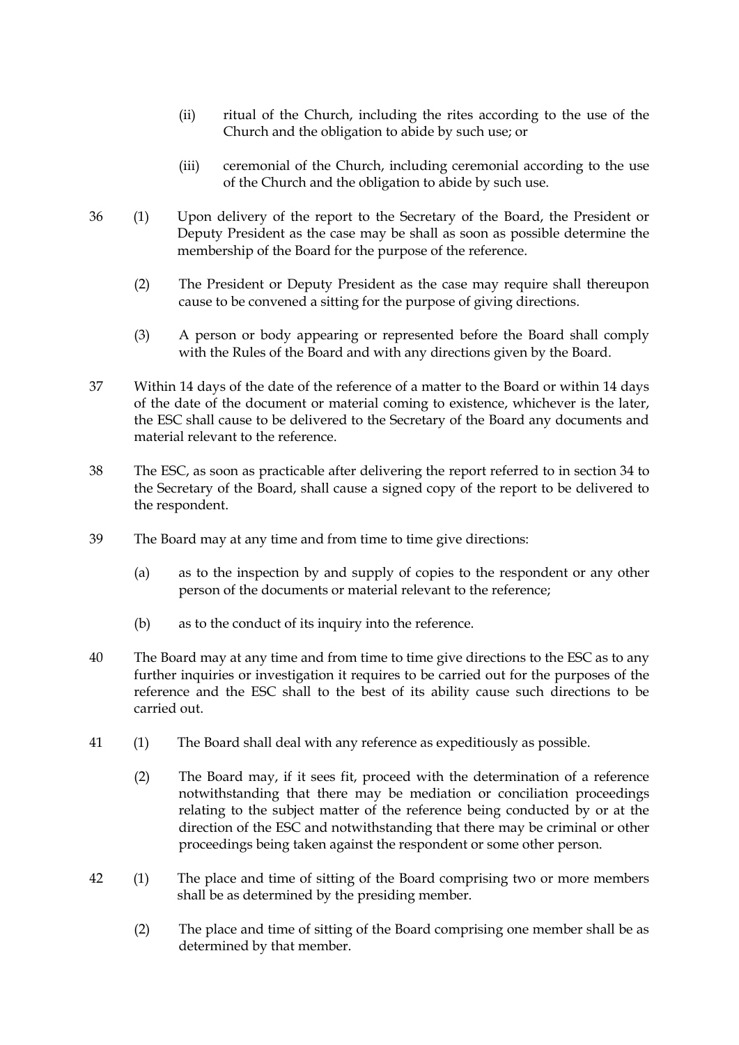(ii) ritual of the Church, including the rites according to the use of the Church and the obligation to abide by such use; or

(iii) ceremonial of the Church, including ceremonial according to the use of the Church and the obligation to abide by such use.

36 (1) Upon delivery of the report to the Secretary of the Board, the President or Deputy President as the case may be shall as soon as possible determine the membership of the Board for the purpose of the reference.

(2) The President or Deputy President as the case may require shall thereupon cause to be convened a sitting for the purpose of giving directions.

(3) A person or body appearing or represented before the Board shall comply with the Rules of the Board and with any directions given by the Board.

37 Within 14 days of the date of the reference of a matter to the Board or within 14 days of the date of the document or material coming to existence, whichever is the later, the ESC shall cause to be delivered to the Secretary of the Board any documents and material relevant to the reference.

38 The ESC, as soon as practicable after delivering the report referred to in section 34 to the Secretary of the Board, shall cause a signed copy of the report to be delivered to the respondent.

39 The Board may at any time and from time to time give directions:

(a) as to the inspection by and supply of copies to the respondent or any other person of the documents or material relevant to the reference;

(b) as to the conduct of its inquiry into the reference.

40 The Board may at any time and from time to time give directions to the ESC as to any further inquiries or investigation it requires to be carried out for the purposes of the reference and the ESC shall to the best of its ability cause such directions to be carried out.

41 (1) The Board shall deal with any reference as expeditiously as possible.

(2) The Board may, if it sees fit, proceed with the determination of a reference notwithstanding that there may be mediation or conciliation proceedings relating to the subject matter of the reference being conducted by or at the direction of the ESC and notwithstanding that there may be criminal or other proceedings being taken against the respondent or some other person.

42 (1) The place and time of sitting of the Board comprising two or more members shall be as determined by the presiding member.

(2) The place and time of sitting of the Board comprising one member shall be as determined by that member.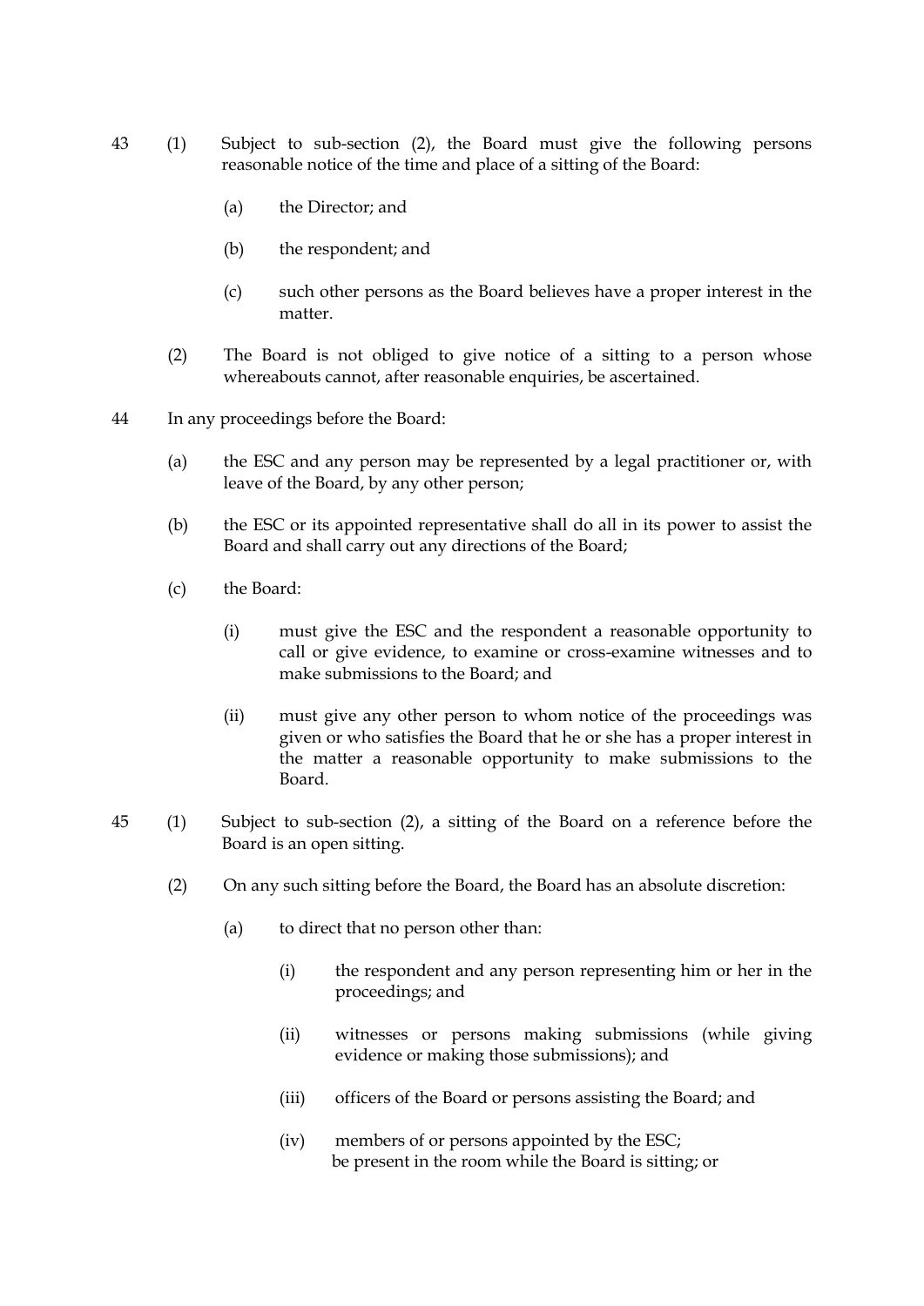43 (1) Subject to sub-section (2), the Board must give the following persons reasonable notice of the time and place of a sitting of the Board:

  (a) the Director; and

  (b) the respondent; and

  (c) such other persons as the Board believes have a proper interest in the matter.

(2) The Board is not obliged to give notice of a sitting to a person whose whereabouts cannot, after reasonable enquiries, be ascertained.

44 In any proceedings before the Board:

(a) the ESC and any person may be represented by a legal practitioner or, with leave of the Board, by any other person;

(b) the ESC or its appointed representative shall do all in its power to assist the Board and shall carry out any directions of the Board;

(c) the Board:

  (i) must give the ESC and the respondent a reasonable opportunity to call or give evidence, to examine or cross-examine witnesses and to make submissions to the Board; and

  (ii) must give any other person to whom notice of the proceedings was given or who satisfies the Board that he or she has a proper interest in the matter a reasonable opportunity to make submissions to the Board.

45 (1) Subject to sub-section (2), a sitting of the Board on a reference before the Board is an open sitting.

(2) On any such sitting before the Board, the Board has an absolute discretion:

  (a) to direct that no person other than:

    (i) the respondent and any person representing him or her in the proceedings; and

    (ii) witnesses or persons making submissions (while giving evidence or making those submissions); and

    (iii) officers of the Board or persons assisting the Board; and

    (iv) members of or persons appointed by the ESC;

  be present in the room while the Board is sitting; or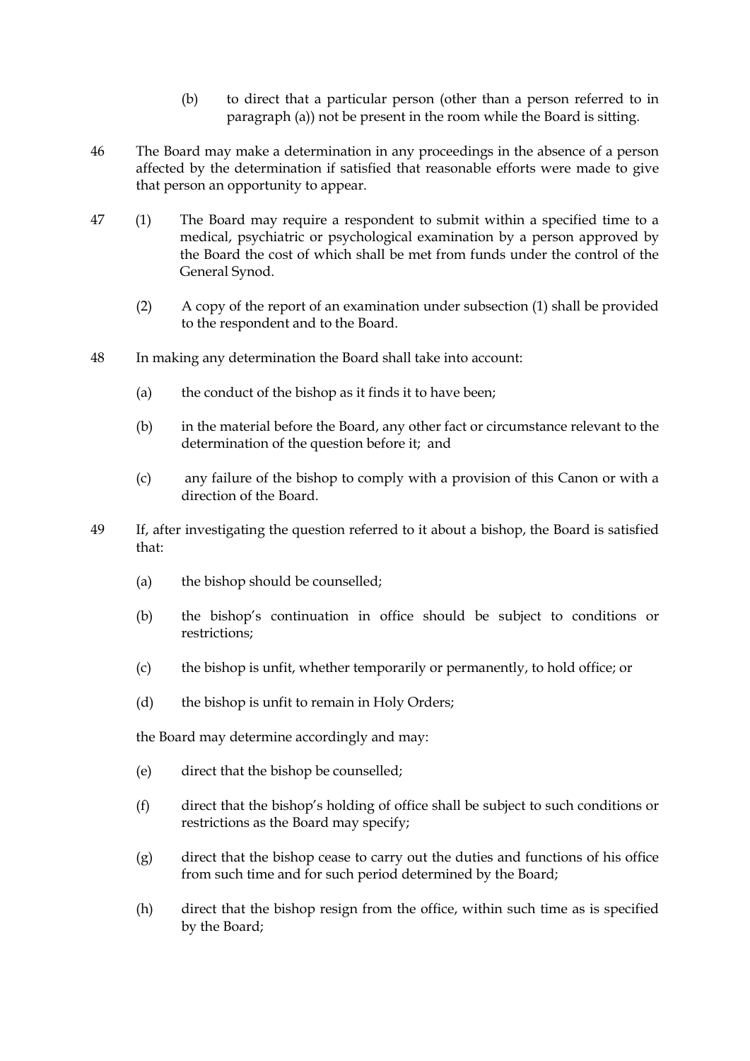(b) to direct that a particular person (other than a person referred to in paragraph (a)) not be present in the room while the Board is sitting.

46 The Board may make a determination in any proceedings in the absence of a person affected by the determination if satisfied that reasonable efforts were made to give that person an opportunity to appear.

47 (1) The Board may require a respondent to submit within a specified time to a medical, psychiatric or psychological examination by a person approved by the Board the cost of which shall be met from funds under the control of the General Synod.

(2) A copy of the report of an examination under subsection (1) shall be provided to the respondent and to the Board.

48 In making any determination the Board shall take into account:

(a) the conduct of the bishop as it finds it to have been;

(b) in the material before the Board, any other fact or circumstance relevant to the determination of the question before it; and

(c) any failure of the bishop to comply with a provision of this Canon or with a direction of the Board.

49 If, after investigating the question referred to it about a bishop, the Board is satisfied that:

(a) the bishop should be counselled;

(b) the bishop's continuation in office should be subject to conditions or restrictions;

(c) the bishop is unfit, whether temporarily or permanently, to hold office; or

(d) the bishop is unfit to remain in Holy Orders;

the Board may determine accordingly and may:

(e) direct that the bishop be counselled;

(f) direct that the bishop's holding of office shall be subject to such conditions or restrictions as the Board may specify;

(g) direct that the bishop cease to carry out the duties and functions of his office from such time and for such period determined by the Board;

(h) direct that the bishop resign from the office, within such time as is specified by the Board;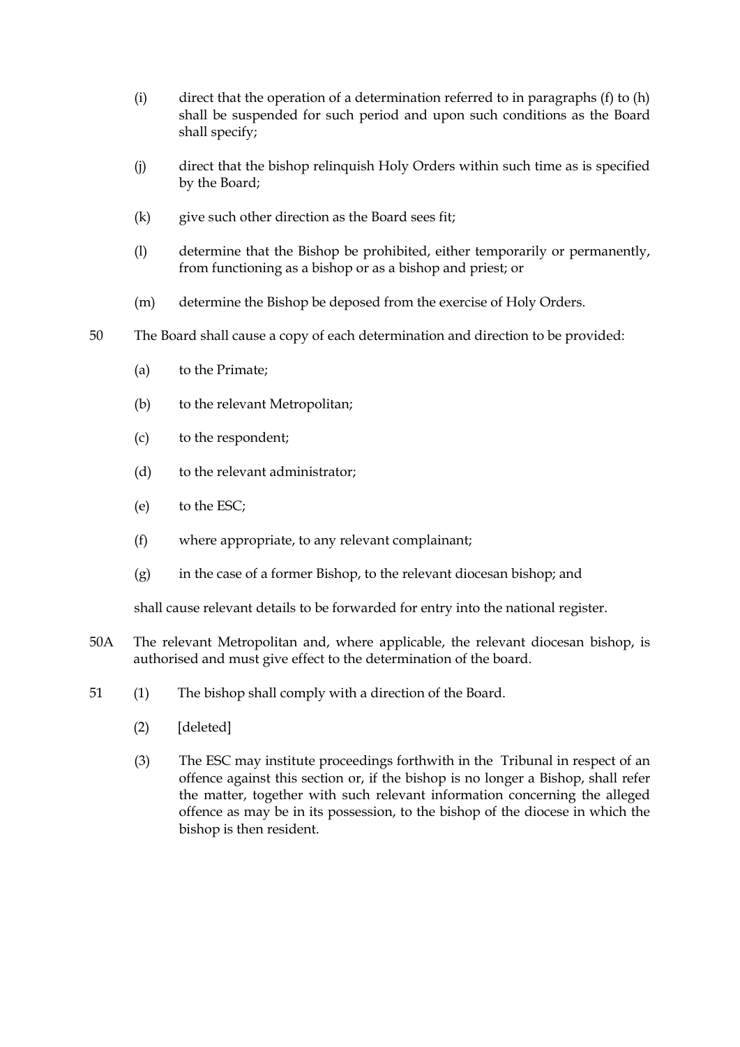(i) direct that the operation of a determination referred to in paragraphs (f) to (h) shall be suspended for such period and upon such conditions as the Board shall specify;

(j) direct that the bishop relinquish Holy Orders within such time as is specified by the Board;

(k) give such other direction as the Board sees fit;

(l) determine that the Bishop be prohibited, either temporarily or permanently, from functioning as a bishop or as a bishop and priest; or

(m) determine the Bishop be deposed from the exercise of Holy Orders.

50 The Board shall cause a copy of each determination and direction to be provided:

(a) to the Primate;

(b) to the relevant Metropolitan;

(c) to the respondent;

(d) to the relevant administrator;

(e) to the ESC;

(f) where appropriate, to any relevant complainant;

(g) in the case of a former Bishop, to the relevant diocesan bishop; and

shall cause relevant details to be forwarded for entry into the national register.

50A The relevant Metropolitan and, where applicable, the relevant diocesan bishop, is authorised and must give effect to the determination of the board.

51 (1) The bishop shall comply with a direction of the Board.

(2) [deleted]

(3) The ESC may institute proceedings forthwith in the Tribunal in respect of an offence against this section or, if the bishop is no longer a Bishop, shall refer the matter, together with such relevant information concerning the alleged offence as may be in its possession, to the bishop of the diocese in which the bishop is then resident.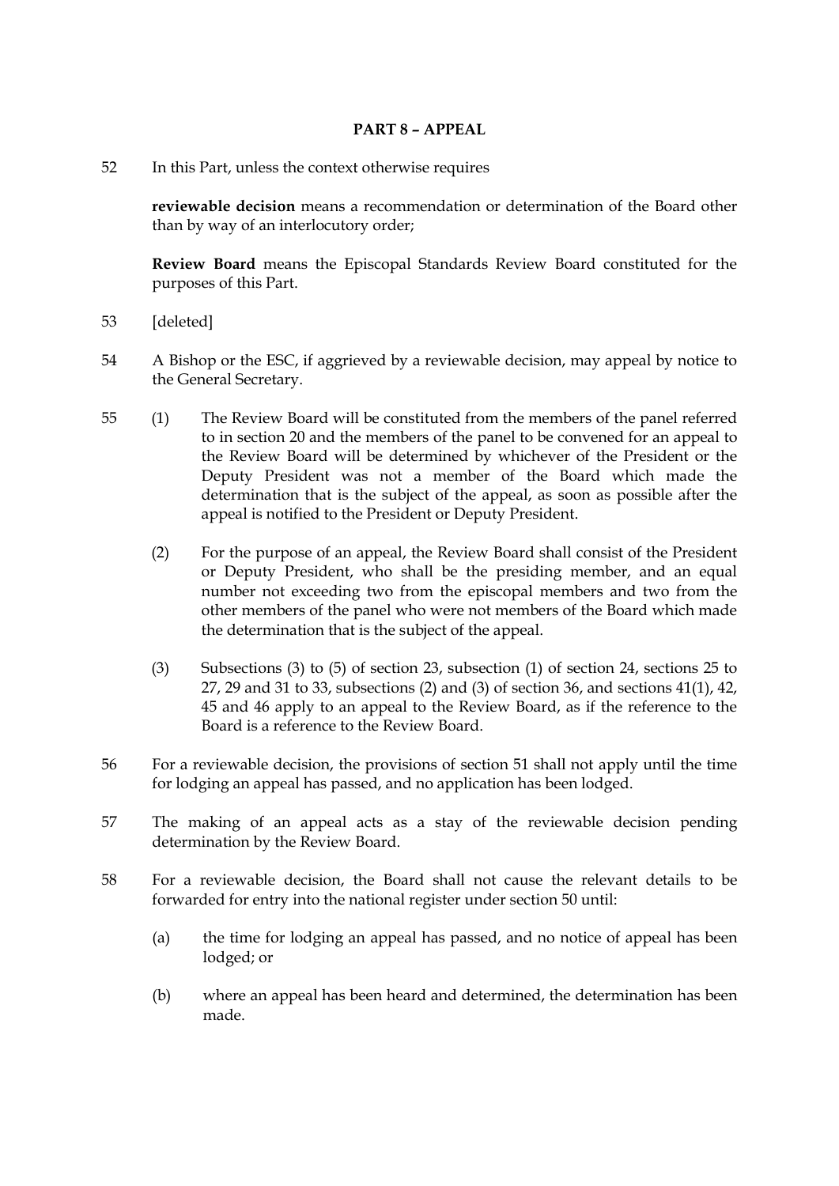## PART 8 – APPEAL

52 In this Part, unless the context otherwise requires

**reviewable decision** means a recommendation or determination of the Board other than by way of an interlocutory order;

**Review Board** means the Episcopal Standards Review Board constituted for the purposes of this Part.

53 [deleted]

54 A Bishop or the ESC, if aggrieved by a reviewable decision, may appeal by notice to the General Secretary.

55 (1) The Review Board will be constituted from the members of the panel referred to in section 20 and the members of the panel to be convened for an appeal to the Review Board will be determined by whichever of the President or the Deputy President was not a member of the Board which made the determination that is the subject of the appeal, as soon as possible after the appeal is notified to the President or Deputy President.

(2) For the purpose of an appeal, the Review Board shall consist of the President or Deputy President, who shall be the presiding member, and an equal number not exceeding two from the episcopal members and two from the other members of the panel who were not members of the Board which made the determination that is the subject of the appeal.

(3) Subsections (3) to (5) of section 23, subsection (1) of section 24, sections 25 to 27, 29 and 31 to 33, subsections (2) and (3) of section 36, and sections 41(1), 42, 45 and 46 apply to an appeal to the Review Board, as if the reference to the Board is a reference to the Review Board.

56 For a reviewable decision, the provisions of section 51 shall not apply until the time for lodging an appeal has passed, and no application has been lodged.

57 The making of an appeal acts as a stay of the reviewable decision pending determination by the Review Board.

58 For a reviewable decision, the Board shall not cause the relevant details to be forwarded for entry into the national register under section 50 until:

(a) the time for lodging an appeal has passed, and no notice of appeal has been lodged; or

(b) where an appeal has been heard and determined, the determination has been made.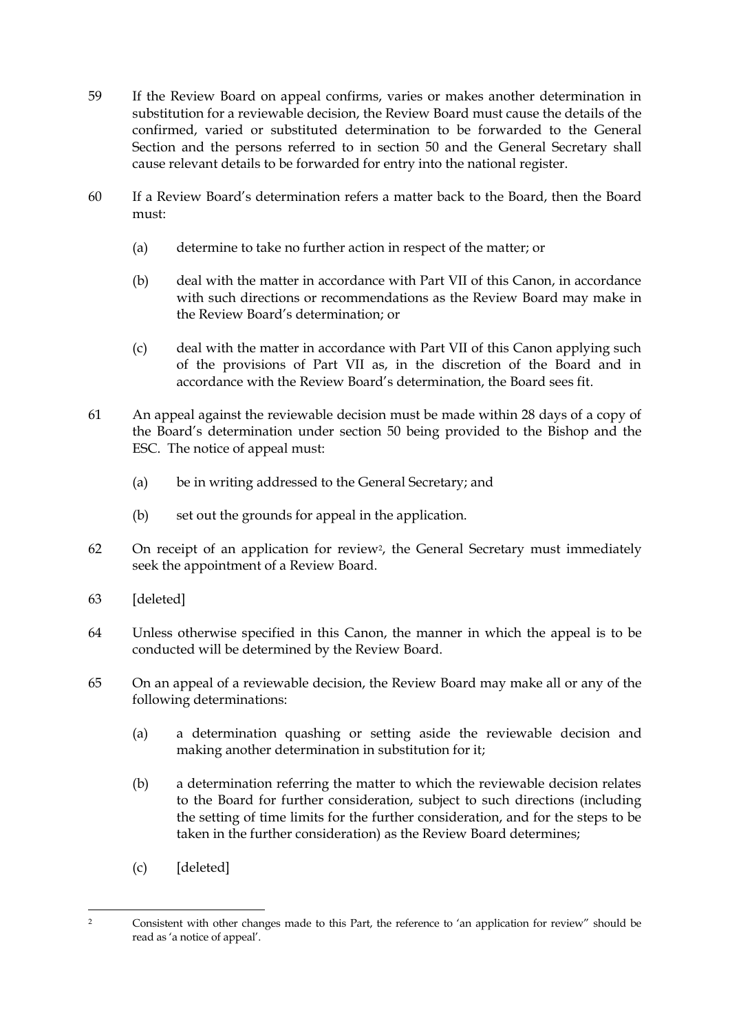59 If the Review Board on appeal confirms, varies or makes another determination in substitution for a reviewable decision, the Review Board must cause the details of the confirmed, varied or substituted determination to be forwarded to the General Section and the persons referred to in section 50 and the General Secretary shall cause relevant details to be forwarded for entry into the national register.

60 If a Review Board's determination refers a matter back to the Board, then the Board must:

(a) determine to take no further action in respect of the matter; or

(b) deal with the matter in accordance with Part VII of this Canon, in accordance with such directions or recommendations as the Review Board may make in the Review Board's determination; or

(c) deal with the matter in accordance with Part VII of this Canon applying such of the provisions of Part VII as, in the discretion of the Board and in accordance with the Review Board's determination, the Board sees fit.

61 An appeal against the reviewable decision must be made within 28 days of a copy of the Board's determination under section 50 being provided to the Bishop and the ESC. The notice of appeal must:

(a) be in writing addressed to the General Secretary; and

(b) set out the grounds for appeal in the application.

62 On receipt of an application for review[2], the General Secretary must immediately seek the appointment of a Review Board.

63 [deleted]

64 Unless otherwise specified in this Canon, the manner in which the appeal is to be conducted will be determined by the Review Board.

65 On an appeal of a reviewable decision, the Review Board may make all or any of the following determinations:

(a) a determination quashing or setting aside the reviewable decision and making another determination in substitution for it;

(b) a determination referring the matter to which the reviewable decision relates to the Board for further consideration, subject to such directions (including the setting of time limits for the further consideration, and for the steps to be taken in the further consideration) as the Review Board determines;

(c) [deleted]

---

[2] Consistent with other changes made to this Part, the reference to 'an application for review" should be read as 'a notice of appeal'.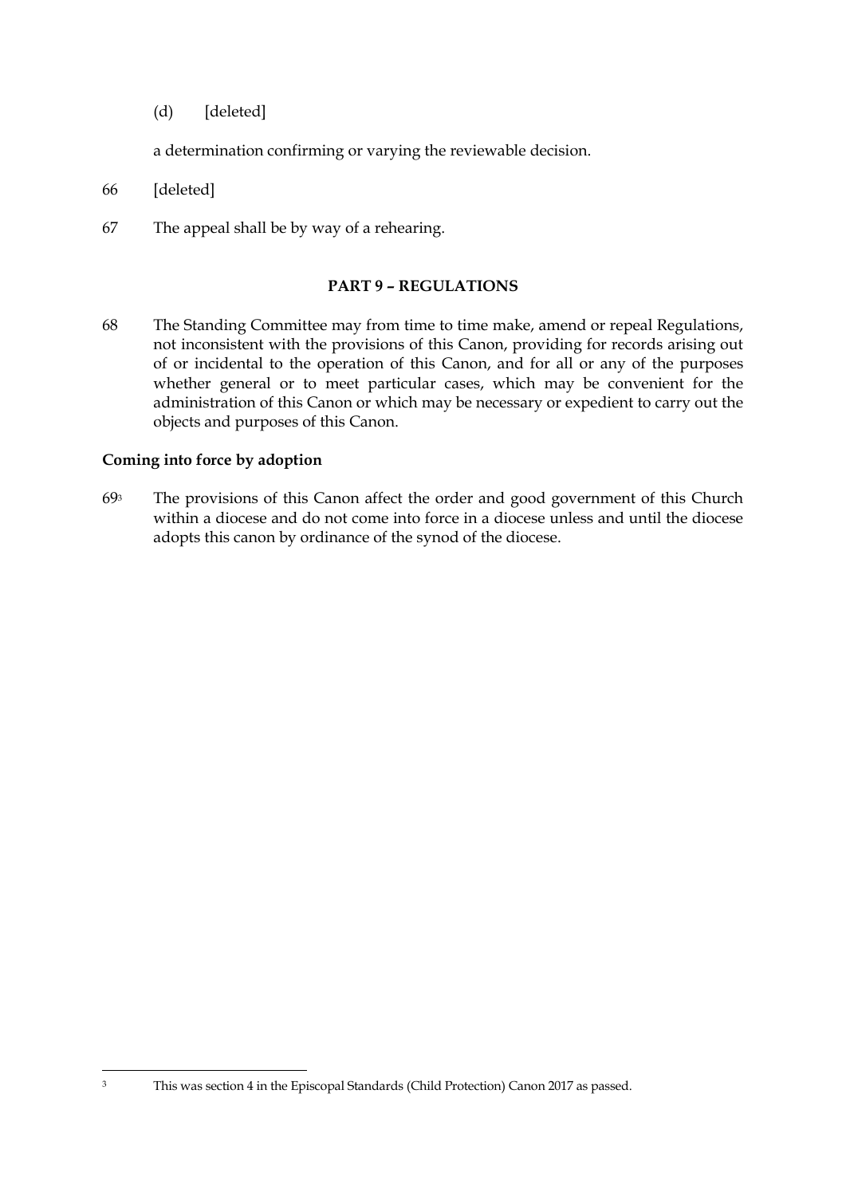(d) [deleted]

a determination confirming or varying the reviewable decision.

66 [deleted]

67 The appeal shall be by way of a rehearing.

## PART 9 – REGULATIONS

68 The Standing Committee may from time to time make, amend or repeal Regulations, not inconsistent with the provisions of this Canon, providing for records arising out of or incidental to the operation of this Canon, and for all or any of the purposes whether general or to meet particular cases, which may be convenient for the administration of this Canon or which may be necessary or expedient to carry out the objects and purposes of this Canon.

**Coming into force by adoption**

69[3] The provisions of this Canon affect the order and good government of this Church within a diocese and do not come into force in a diocese unless and until the diocese adopts this canon by ordinance of the synod of the diocese.

---

[3] This was section 4 in the Episcopal Standards (Child Protection) Canon 2017 as passed.